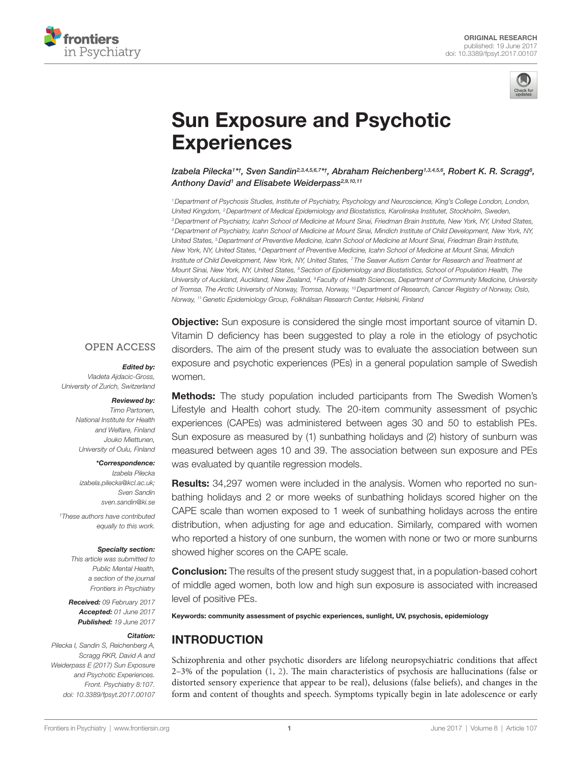ORIGINAL RESEARCH
published: 19 June 2017
doi: 10.3389/fpsyt.2017.00107

# Sun Exposure and Psychotic Experiences

*Izabela Pilecka[1]*†, Sven Sandin[2,3,4,5,6,7]*†, Abraham Reichenberg[1,3,4,5,6], Robert K. R. Scragg[8], Anthony David[1] and Elisabete Weiderpass[2,9,10,11]*

[1] Department of Psychosis Studies, Institute of Psychiatry, Psychology and Neuroscience, King's College London, London, United Kingdom, [2] Department of Medical Epidemiology and Biostatistics, Karolinska Institutet, Stockholm, Sweden, [3] Department of Psychiatry, Icahn School of Medicine at Mount Sinai, Friedman Brain Institute, New York, NY, United States, [4] Department of Psychiatry, Icahn School of Medicine at Mount Sinai, Mindich Institute of Child Development, New York, NY, United States, [5] Department of Preventive Medicine, Icahn School of Medicine at Mount Sinai, Friedman Brain Institute, New York, NY, United States, [6] Department of Preventive Medicine, Icahn School of Medicine at Mount Sinai, Mindich Institute of Child Development, New York, NY, United States, [7] The Seaver Autism Center for Research and Treatment at Mount Sinai, New York, NY, United States, [8] Section of Epidemiology and Biostatistics, School of Population Health, The University of Auckland, Auckland, New Zealand, [9] Faculty of Health Sciences, Department of Community Medicine, University of Tromsø, The Arctic University of Norway, Tromsø, Norway, [10] Department of Research, Cancer Registry of Norway, Oslo, Norway, [11] Genetic Epidemiology Group, Folkhälsan Research Center, Helsinki, Finland

OPEN ACCESS

***Edited by:***
Vladeta Ajdacic-Gross, University of Zurich, Switzerland

***Reviewed by:***
Timo Partonen, National Institute for Health and Welfare, Finland
Jouko Miettunen, University of Oulu, Finland

****Correspondence:***
Izabela Pilecka
izabela.pilecka@kcl.ac.uk;
Sven Sandin
sven.sandin@ki.se

†These authors have contributed equally to this work.

***Specialty section:***
This article was submitted to Public Mental Health, a section of the journal Frontiers in Psychiatry

***Received:*** 09 February 2017
***Accepted:*** 01 June 2017
***Published:*** 19 June 2017

***Citation:***
Pilecka I, Sandin S, Reichenberg A, Scragg RKR, David A and Weiderpass E (2017) Sun Exposure and Psychotic Experiences. Front. Psychiatry 8:107. doi: 10.3389/fpsyt.2017.00107

**Objective:** Sun exposure is considered the single most important source of vitamin D. Vitamin D deficiency has been suggested to play a role in the etiology of psychotic disorders. The aim of the present study was to evaluate the association between sun exposure and psychotic experiences (PEs) in a general population sample of Swedish women.

**Methods:** The study population included participants from The Swedish Women's Lifestyle and Health cohort study. The 20-item community assessment of psychic experiences (CAPEs) was administered between ages 30 and 50 to establish PEs. Sun exposure as measured by (1) sunbathing holidays and (2) history of sunburn was measured between ages 10 and 39. The association between sun exposure and PEs was evaluated by quantile regression models.

**Results:** 34,297 women were included in the analysis. Women who reported no sunbathing holidays and 2 or more weeks of sunbathing holidays scored higher on the CAPE scale than women exposed to 1 week of sunbathing holidays across the entire distribution, when adjusting for age and education. Similarly, compared with women who reported a history of one sunburn, the women with none or two or more sunburns showed higher scores on the CAPE scale.

**Conclusion:** The results of the present study suggest that, in a population-based cohort of middle aged women, both low and high sun exposure is associated with increased level of positive PEs.

**Keywords: community assessment of psychic experiences, sunlight, UV, psychosis, epidemiology**

## INTRODUCTION

Schizophrenia and other psychotic disorders are lifelong neuropsychiatric conditions that affect 2–3% of the population (1, 2). The main characteristics of psychosis are hallucinations (false or distorted sensory experience that appear to be real), delusions (false beliefs), and changes in the form and content of thoughts and speech. Symptoms typically begin in late adolescence or early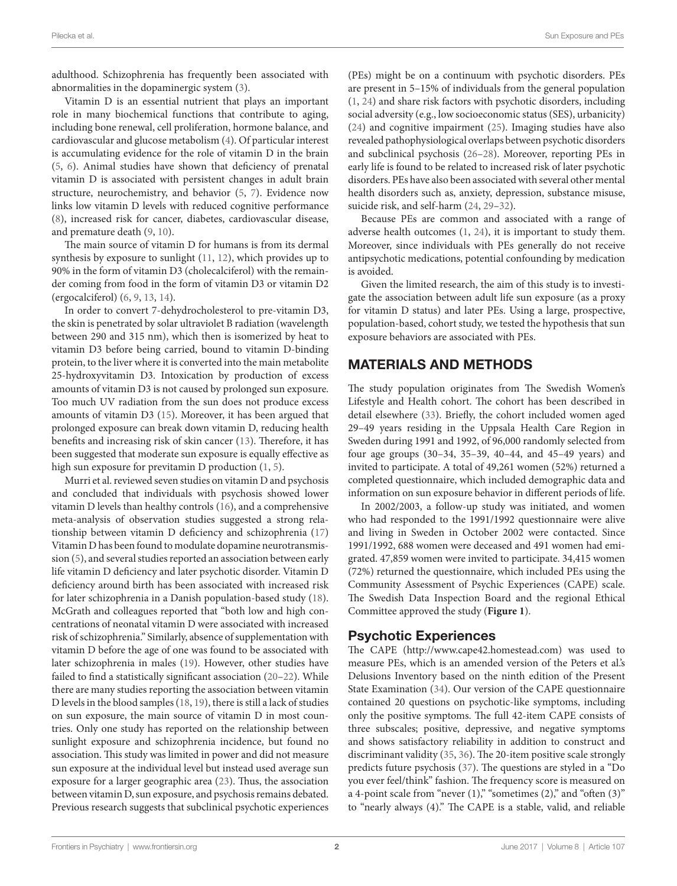adulthood. Schizophrenia has frequently been associated with abnormalities in the dopaminergic system (3).

Vitamin D is an essential nutrient that plays an important role in many biochemical functions that contribute to aging, including bone renewal, cell proliferation, hormone balance, and cardiovascular and glucose metabolism (4). Of particular interest is accumulating evidence for the role of vitamin D in the brain (5, 6). Animal studies have shown that deficiency of prenatal vitamin D is associated with persistent changes in adult brain structure, neurochemistry, and behavior (5, 7). Evidence now links low vitamin D levels with reduced cognitive performance (8), increased risk for cancer, diabetes, cardiovascular disease, and premature death (9, 10).

The main source of vitamin D for humans is from its dermal synthesis by exposure to sunlight (11, 12), which provides up to 90% in the form of vitamin D3 (cholecalciferol) with the remainder coming from food in the form of vitamin D3 or vitamin D2 (ergocalciferol) (6, 9, 13, 14).

In order to convert 7-dehydrocholesterol to pre-vitamin D3, the skin is penetrated by solar ultraviolet B radiation (wavelength between 290 and 315 nm), which then is isomerized by heat to vitamin D3 before being carried, bound to vitamin D-binding protein, to the liver where it is converted into the main metabolite 25-hydroxyvitamin D3. Intoxication by production of excess amounts of vitamin D3 is not caused by prolonged sun exposure. Too much UV radiation from the sun does not produce excess amounts of vitamin D3 (15). Moreover, it has been argued that prolonged exposure can break down vitamin D, reducing health benefits and increasing risk of skin cancer (13). Therefore, it has been suggested that moderate sun exposure is equally effective as high sun exposure for previtamin D production (1, 5).

Murri et al. reviewed seven studies on vitamin D and psychosis and concluded that individuals with psychosis showed lower vitamin D levels than healthy controls (16), and a comprehensive meta-analysis of observation studies suggested a strong relationship between vitamin D deficiency and schizophrenia (17) Vitamin D has been found to modulate dopamine neurotransmission (5), and several studies reported an association between early life vitamin D deficiency and later psychotic disorder. Vitamin D deficiency around birth has been associated with increased risk for later schizophrenia in a Danish population-based study (18). McGrath and colleagues reported that "both low and high concentrations of neonatal vitamin D were associated with increased risk of schizophrenia." Similarly, absence of supplementation with vitamin D before the age of one was found to be associated with later schizophrenia in males (19). However, other studies have failed to find a statistically significant association (20–22). While there are many studies reporting the association between vitamin D levels in the blood samples (18, 19), there is still a lack of studies on sun exposure, the main source of vitamin D in most countries. Only one study has reported on the relationship between sunlight exposure and schizophrenia incidence, but found no association. This study was limited in power and did not measure sun exposure at the individual level but instead used average sun exposure for a larger geographic area (23). Thus, the association between vitamin D, sun exposure, and psychosis remains debated. Previous research suggests that subclinical psychotic experiences (PEs) might be on a continuum with psychotic disorders. PEs are present in 5–15% of individuals from the general population (1, 24) and share risk factors with psychotic disorders, including social adversity (e.g., low socioeconomic status (SES), urbanicity) (24) and cognitive impairment (25). Imaging studies have also revealed pathophysiological overlaps between psychotic disorders and subclinical psychosis (26–28). Moreover, reporting PEs in early life is found to be related to increased risk of later psychotic disorders. PEs have also been associated with several other mental health disorders such as, anxiety, depression, substance misuse, suicide risk, and self-harm (24, 29–32).

Because PEs are common and associated with a range of adverse health outcomes (1, 24), it is important to study them. Moreover, since individuals with PEs generally do not receive antipsychotic medications, potential confounding by medication is avoided.

Given the limited research, the aim of this study is to investigate the association between adult life sun exposure (as a proxy for vitamin D status) and later PEs. Using a large, prospective, population-based, cohort study, we tested the hypothesis that sun exposure behaviors are associated with PEs.

## MATERIALS AND METHODS

The study population originates from The Swedish Women's Lifestyle and Health cohort. The cohort has been described in detail elsewhere (33). Briefly, the cohort included women aged 29–49 years residing in the Uppsala Health Care Region in Sweden during 1991 and 1992, of 96,000 randomly selected from four age groups (30–34, 35–39, 40–44, and 45–49 years) and invited to participate. A total of 49,261 women (52%) returned a completed questionnaire, which included demographic data and information on sun exposure behavior in different periods of life.

In 2002/2003, a follow-up study was initiated, and women who had responded to the 1991/1992 questionnaire were alive and living in Sweden in October 2002 were contacted. Since 1991/1992, 688 women were deceased and 491 women had emigrated. 47,859 women were invited to participate. 34,415 women (72%) returned the questionnaire, which included PEs using the Community Assessment of Psychic Experiences (CAPE) scale. The Swedish Data Inspection Board and the regional Ethical Committee approved the study (**Figure 1**).

### Psychotic Experiences

The CAPE (http://www.cape42.homestead.com) was used to measure PEs, which is an amended version of the Peters et al.'s Delusions Inventory based on the ninth edition of the Present State Examination (34). Our version of the CAPE questionnaire contained 20 questions on psychotic-like symptoms, including only the positive symptoms. The full 42-item CAPE consists of three subscales; positive, depressive, and negative symptoms and shows satisfactory reliability in addition to construct and discriminant validity (35, 36). The 20-item positive scale strongly predicts future psychosis (37). The questions are styled in a "Do you ever feel/think" fashion. The frequency score is measured on a 4-point scale from "never (1)," "sometimes (2)," and "often (3)" to "nearly always (4)." The CAPE is a stable, valid, and reliable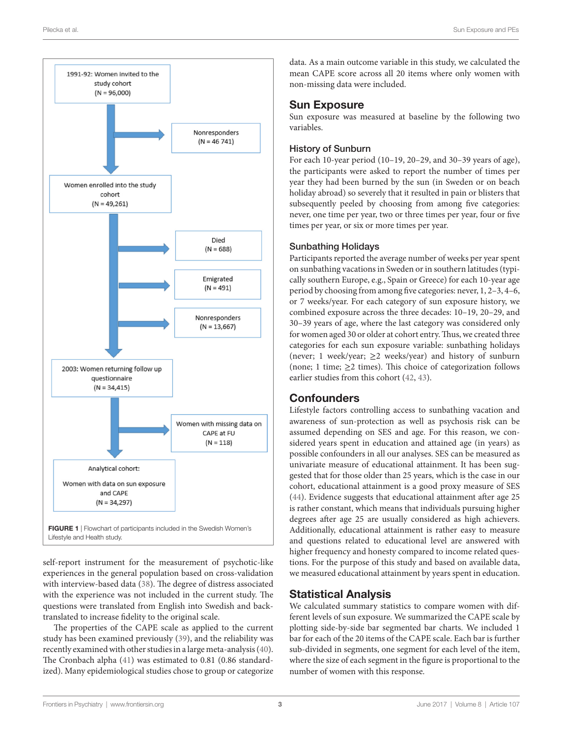1991-92: Women invited to the study cohort (N = 96,000)

Nonresponders (N = 46 741)

Women enrolled into the study cohort (N = 49,261)

Died (N = 688)

Emigrated (N = 491)

Nonresponders (N = 13,667)

2003: Women returning follow up questionnaire (N = 34,415)

Women with missing data on CAPE at FU (N = 118)

Analytical cohort:

Women with data on sun exposure and CAPE (N = 34,297)

**FIGURE 1** | Flowchart of participants included in the Swedish Women's Lifestyle and Health study.

self-report instrument for the measurement of psychotic-like experiences in the general population based on cross-validation with interview-based data (38). The degree of distress associated with the experience was not included in the current study. The questions were translated from English into Swedish and back-translated to increase fidelity to the original scale.

The properties of the CAPE scale as applied to the current study has been examined previously (39), and the reliability was recently examined with other studies in a large meta-analysis (40). The Cronbach alpha (41) was estimated to 0.81 (0.86 standardized). Many epidemiological studies chose to group or categorize data. As a main outcome variable in this study, we calculated the mean CAPE score across all 20 items where only women with non-missing data were included.

## Sun Exposure

Sun exposure was measured at baseline by the following two variables.

### History of Sunburn

For each 10-year period (10–19, 20–29, and 30–39 years of age), the participants were asked to report the number of times per year they had been burned by the sun (in Sweden or on beach holiday abroad) so severely that it resulted in pain or blisters that subsequently peeled by choosing from among five categories: never, one time per year, two or three times per year, four or five times per year, or six or more times per year.

### Sunbathing Holidays

Participants reported the average number of weeks per year spent on sunbathing vacations in Sweden or in southern latitudes (typically southern Europe, e.g., Spain or Greece) for each 10-year age period by choosing from among five categories: never, 1, 2–3, 4–6, or 7 weeks/year. For each category of sun exposure history, we combined exposure across the three decades: 10–19, 20–29, and 30–39 years of age, where the last category was considered only for women aged 30 or older at cohort entry. Thus, we created three categories for each sun exposure variable: sunbathing holidays (never; 1 week/year; ≥2 weeks/year) and history of sunburn (none; 1 time; ≥2 times). This choice of categorization follows earlier studies from this cohort (42, 43).

## Confounders

Lifestyle factors controlling access to sunbathing vacation and awareness of sun-protection as well as psychosis risk can be assumed depending on SES and age. For this reason, we considered years spent in education and attained age (in years) as possible confounders in all our analyses. SES can be measured as univariate measure of educational attainment. It has been suggested that for those older than 25 years, which is the case in our cohort, educational attainment is a good proxy measure of SES (44). Evidence suggests that educational attainment after age 25 is rather constant, which means that individuals pursuing higher degrees after age 25 are usually considered as high achievers. Additionally, educational attainment is rather easy to measure and questions related to educational level are answered with higher frequency and honesty compared to income related questions. For the purpose of this study and based on available data, we measured educational attainment by years spent in education.

## Statistical Analysis

We calculated summary statistics to compare women with different levels of sun exposure. We summarized the CAPE scale by plotting side-by-side bar segmented bar charts. We included 1 bar for each of the 20 items of the CAPE scale. Each bar is further sub-divided in segments, one segment for each level of the item, where the size of each segment in the figure is proportional to the number of women with this response.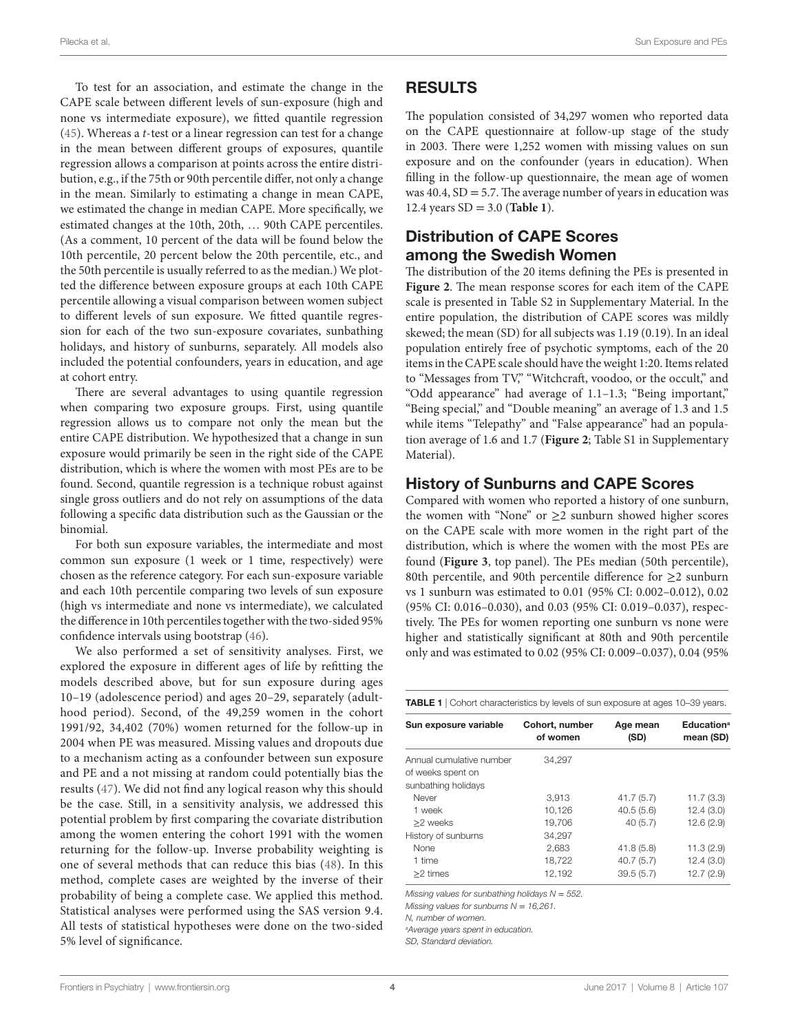To test for an association, and estimate the change in the CAPE scale between different levels of sun-exposure (high and none vs intermediate exposure), we fitted quantile regression (45). Whereas a *t*-test or a linear regression can test for a change in the mean between different groups of exposures, quantile regression allows a comparison at points across the entire distribution, e.g., if the 75th or 90th percentile differ, not only a change in the mean. Similarly to estimating a change in mean CAPE, we estimated the change in median CAPE. More specifically, we estimated changes at the 10th, 20th, … 90th CAPE percentiles. (As a comment, 10 percent of the data will be found below the 10th percentile, 20 percent below the 20th percentile, etc., and the 50th percentile is usually referred to as the median.) We plotted the difference between exposure groups at each 10th CAPE percentile allowing a visual comparison between women subject to different levels of sun exposure. We fitted quantile regression for each of the two sun-exposure covariates, sunbathing holidays, and history of sunburns, separately. All models also included the potential confounders, years in education, and age at cohort entry.

There are several advantages to using quantile regression when comparing two exposure groups. First, using quantile regression allows us to compare not only the mean but the entire CAPE distribution. We hypothesized that a change in sun exposure would primarily be seen in the right side of the CAPE distribution, which is where the women with most PEs are to be found. Second, quantile regression is a technique robust against single gross outliers and do not rely on assumptions of the data following a specific data distribution such as the Gaussian or the binomial.

For both sun exposure variables, the intermediate and most common sun exposure (1 week or 1 time, respectively) were chosen as the reference category. For each sun-exposure variable and each 10th percentile comparing two levels of sun exposure (high vs intermediate and none vs intermediate), we calculated the difference in 10th percentiles together with the two-sided 95% confidence intervals using bootstrap (46).

We also performed a set of sensitivity analyses. First, we explored the exposure in different ages of life by refitting the models described above, but for sun exposure during ages 10–19 (adolescence period) and ages 20–29, separately (adulthood period). Second, of the 49,259 women in the cohort 1991/92, 34,402 (70%) women returned for the follow-up in 2004 when PE was measured. Missing values and dropouts due to a mechanism acting as a confounder between sun exposure and PE and a not missing at random could potentially bias the results (47). We did not find any logical reason why this should be the case. Still, in a sensitivity analysis, we addressed this potential problem by first comparing the covariate distribution among the women entering the cohort 1991 with the women returning for the follow-up. Inverse probability weighting is one of several methods that can reduce this bias (48). In this method, complete cases are weighted by the inverse of their probability of being a complete case. We applied this method. Statistical analyses were performed using the SAS version 9.4. All tests of statistical hypotheses were done on the two-sided 5% level of significance.

## RESULTS

The population consisted of 34,297 women who reported data on the CAPE questionnaire at follow-up stage of the study in 2003. There were 1,252 women with missing values on sun exposure and on the confounder (years in education). When filling in the follow-up questionnaire, the mean age of women was 40.4, SD = 5.7. The average number of years in education was 12.4 years SD = 3.0 (**Table 1**).

### Distribution of CAPE Scores among the Swedish Women

The distribution of the 20 items defining the PEs is presented in **Figure 2**. The mean response scores for each item of the CAPE scale is presented in Table S2 in Supplementary Material. In the entire population, the distribution of CAPE scores was mildly skewed; the mean (SD) for all subjects was 1.19 (0.19). In an ideal population entirely free of psychotic symptoms, each of the 20 items in the CAPE scale should have the weight 1:20. Items related to "Messages from TV," "Witchcraft, voodoo, or the occult," and "Odd appearance" had average of 1.1–1.3; "Being important," "Being special," and "Double meaning" an average of 1.3 and 1.5 while items "Telepathy" and "False appearance" had an population average of 1.6 and 1.7 (**Figure 2**; Table S1 in Supplementary Material).

### History of Sunburns and CAPE Scores

Compared with women who reported a history of one sunburn, the women with "None" or ≥2 sunburn showed higher scores on the CAPE scale with more women in the right part of the distribution, which is where the women with the most PEs are found (**Figure 3**, top panel). The PEs median (50th percentile), 80th percentile, and 90th percentile difference for ≥2 sunburn vs 1 sunburn was estimated to 0.01 (95% CI: 0.002–0.012), 0.02 (95% CI: 0.016–0.030), and 0.03 (95% CI: 0.019–0.037), respectively. The PEs for women reporting one sunburn vs none were higher and statistically significant at 80th and 90th percentile only and was estimated to 0.02 (95% CI: 0.009–0.037), 0.04 (95%

**TABLE 1** | Cohort characteristics by levels of sun exposure at ages 10–39 years.

| Sun exposure variable | Cohort, number of women | Age mean (SD) | Education[a] mean (SD) |
|---|---|---|---|
| Annual cumulative number of weeks spent on sunbathing holidays | 34,297 | | |
| Never | 3,913 | 41.7 (5.7) | 11.7 (3.3) |
| 1 week | 10,126 | 40.5 (5.6) | 12.4 (3.0) |
| ≥2 weeks | 19,706 | 40 (5.7) | 12.6 (2.9) |
| History of sunburns | 34,297 | | |
| None | 2,683 | 41.8 (5.8) | 11.3 (2.9) |
| 1 time | 18,722 | 40.7 (5.7) | 12.4 (3.0) |
| ≥2 times | 12,192 | 39.5 (5.7) | 12.7 (2.9) |

*Missing values for sunbathing holidays N = 552.*
*Missing values for sunburns N = 16,261.*
*N, number of women.*
*[a]Average years spent in education.*
*SD, Standard deviation.*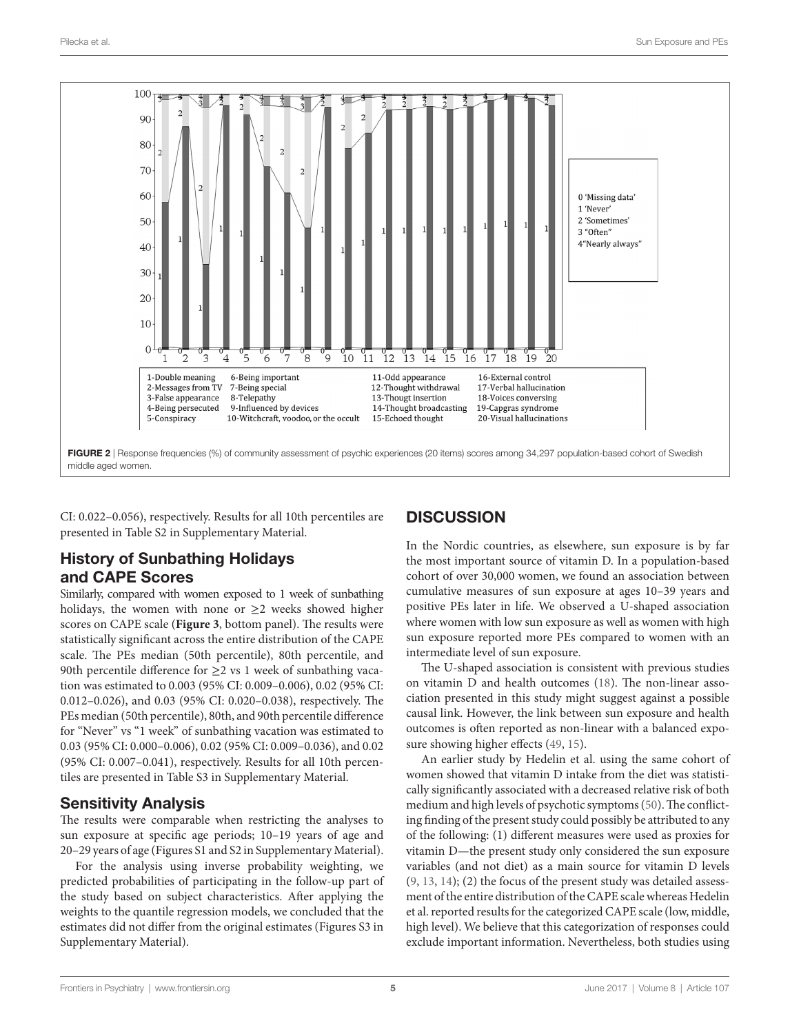FIGURE 2 | Response frequencies (%) of community assessment of psychic experiences (20 items) scores among 34,297 population-based cohort of Swedish middle aged women.

CI: 0.022–0.056), respectively. Results for all 10th percentiles are presented in Table S2 in Supplementary Material.

## History of Sunbathing Holidays and CAPE Scores

Similarly, compared with women exposed to 1 week of sunbathing holidays, the women with none or ≥2 weeks showed higher scores on CAPE scale (**Figure 3**, bottom panel). The results were statistically significant across the entire distribution of the CAPE scale. The PEs median (50th percentile), 80th percentile, and 90th percentile difference for ≥2 vs 1 week of sunbathing vacation was estimated to 0.003 (95% CI: 0.009–0.006), 0.02 (95% CI: 0.012–0.026), and 0.03 (95% CI: 0.020–0.038), respectively. The PEs median (50th percentile), 80th, and 90th percentile difference for "Never" vs "1 week" of sunbathing vacation was estimated to 0.03 (95% CI: 0.000–0.006), 0.02 (95% CI: 0.009–0.036), and 0.02 (95% CI: 0.007–0.041), respectively. Results for all 10th percentiles are presented in Table S3 in Supplementary Material.

## Sensitivity Analysis

The results were comparable when restricting the analyses to sun exposure at specific age periods; 10–19 years of age and 20–29 years of age (Figures S1 and S2 in Supplementary Material).

For the analysis using inverse probability weighting, we predicted probabilities of participating in the follow-up part of the study based on subject characteristics. After applying the weights to the quantile regression models, we concluded that the estimates did not differ from the original estimates (Figures S3 in Supplementary Material).

# DISCUSSION

In the Nordic countries, as elsewhere, sun exposure is by far the most important source of vitamin D. In a population-based cohort of over 30,000 women, we found an association between cumulative measures of sun exposure at ages 10–39 years and positive PEs later in life. We observed a U-shaped association where women with low sun exposure as well as women with high sun exposure reported more PEs compared to women with an intermediate level of sun exposure.

The U-shaped association is consistent with previous studies on vitamin D and health outcomes (18). The non-linear association presented in this study might suggest against a possible causal link. However, the link between sun exposure and health outcomes is often reported as non-linear with a balanced exposure showing higher effects (49, 15).

An earlier study by Hedelin et al. using the same cohort of women showed that vitamin D intake from the diet was statistically significantly associated with a decreased relative risk of both medium and high levels of psychotic symptoms (50). The conflicting finding of the present study could possibly be attributed to any of the following: (1) different measures were used as proxies for vitamin D—the present study only considered the sun exposure variables (and not diet) as a main source for vitamin D levels (9, 13, 14); (2) the focus of the present study was detailed assessment of the entire distribution of the CAPE scale whereas Hedelin et al. reported results for the categorized CAPE scale (low, middle, high level). We believe that this categorization of responses could exclude important information. Nevertheless, both studies using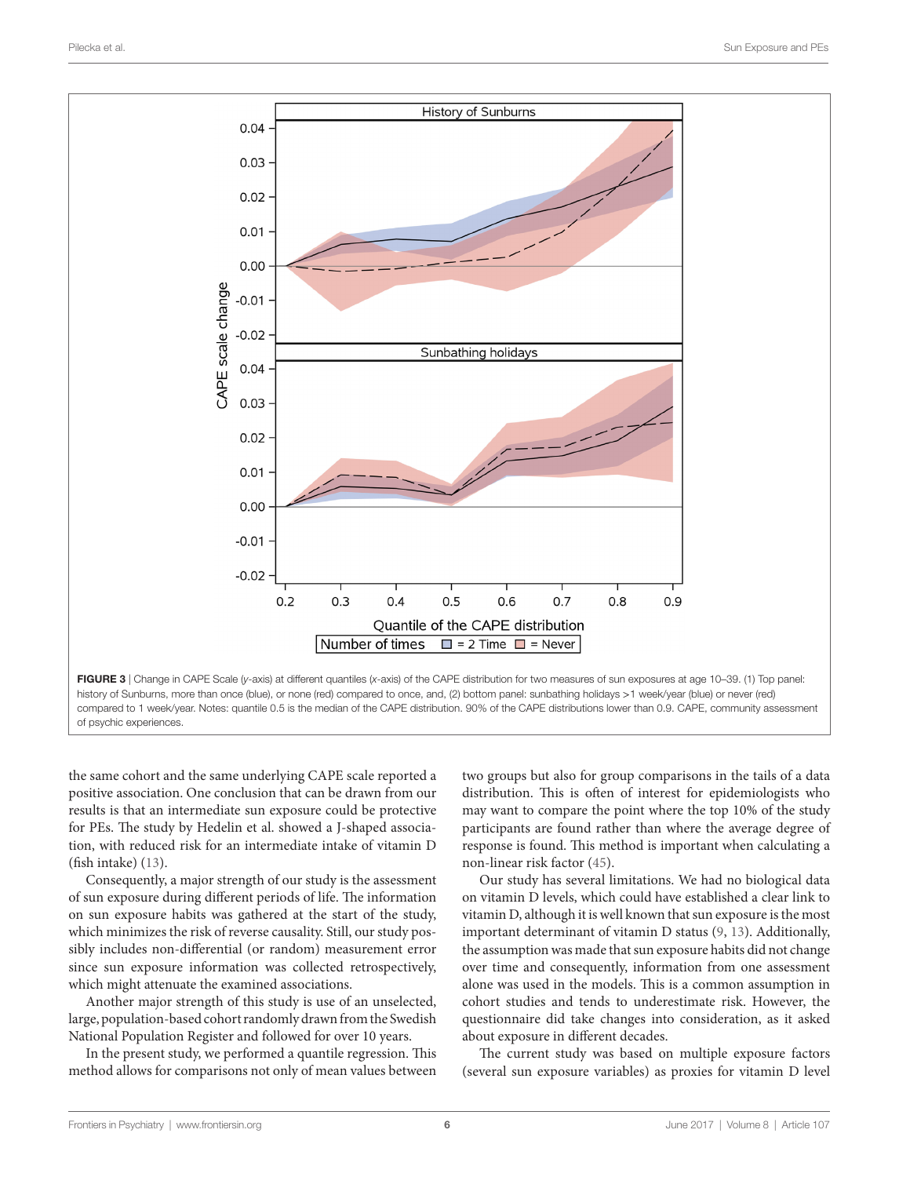**FIGURE 3** | Change in CAPE Scale (*y*-axis) at different quantiles (*x*-axis) of the CAPE distribution for two measures of sun exposures at age 10–39. (1) Top panel: history of Sunburns, more than once (blue), or none (red) compared to once, and, (2) bottom panel: sunbathing holidays >1 week/year (blue) or never (red) compared to 1 week/year. Notes: quantile 0.5 is the median of the CAPE distribution. 90% of the CAPE distributions lower than 0.9. CAPE, community assessment of psychic experiences.

the same cohort and the same underlying CAPE scale reported a positive association. One conclusion that can be drawn from our results is that an intermediate sun exposure could be protective for PEs. The study by Hedelin et al. showed a J-shaped association, with reduced risk for an intermediate intake of vitamin D (fish intake) (13).

Consequently, a major strength of our study is the assessment of sun exposure during different periods of life. The information on sun exposure habits was gathered at the start of the study, which minimizes the risk of reverse causality. Still, our study possibly includes non-differential (or random) measurement error since sun exposure information was collected retrospectively, which might attenuate the examined associations.

Another major strength of this study is use of an unselected, large, population-based cohort randomly drawn from the Swedish National Population Register and followed for over 10 years.

In the present study, we performed a quantile regression. This method allows for comparisons not only of mean values between two groups but also for group comparisons in the tails of a data distribution. This is often of interest for epidemiologists who may want to compare the point where the top 10% of the study participants are found rather than where the average degree of response is found. This method is important when calculating a non-linear risk factor (45).

Our study has several limitations. We had no biological data on vitamin D levels, which could have established a clear link to vitamin D, although it is well known that sun exposure is the most important determinant of vitamin D status (9, 13). Additionally, the assumption was made that sun exposure habits did not change over time and consequently, information from one assessment alone was used in the models. This is a common assumption in cohort studies and tends to underestimate risk. However, the questionnaire did take changes into consideration, as it asked about exposure in different decades.

The current study was based on multiple exposure factors (several sun exposure variables) as proxies for vitamin D level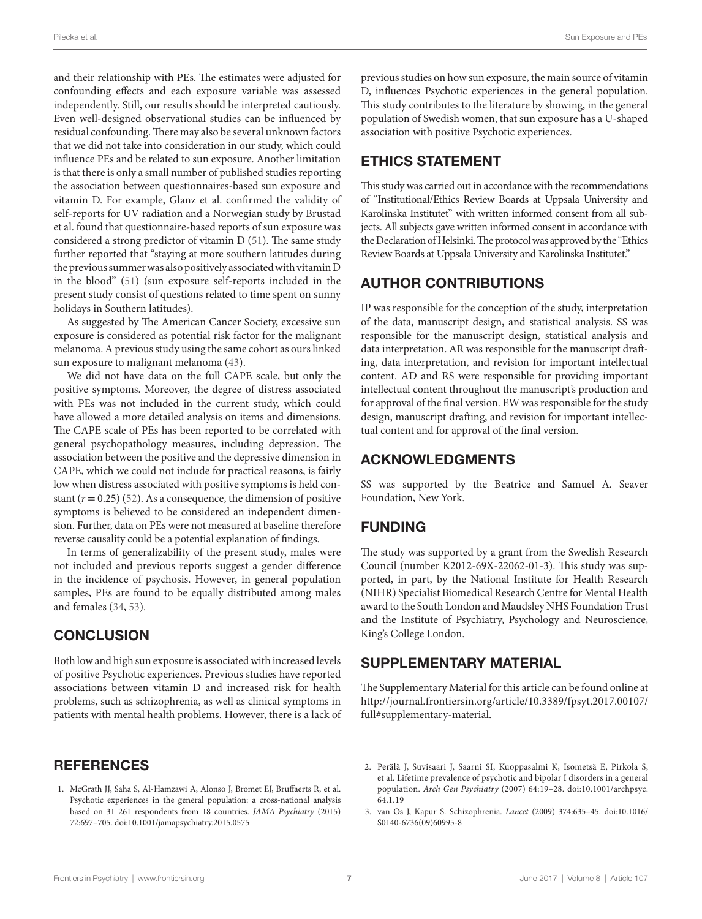and their relationship with PEs. The estimates were adjusted for confounding effects and each exposure variable was assessed independently. Still, our results should be interpreted cautiously. Even well-designed observational studies can be influenced by residual confounding. There may also be several unknown factors that we did not take into consideration in our study, which could influence PEs and be related to sun exposure. Another limitation is that there is only a small number of published studies reporting the association between questionnaires-based sun exposure and vitamin D. For example, Glanz et al. confirmed the validity of self-reports for UV radiation and a Norwegian study by Brustad et al. found that questionnaire-based reports of sun exposure was considered a strong predictor of vitamin D (51). The same study further reported that "staying at more southern latitudes during the previous summer was also positively associated with vitamin D in the blood" (51) (sun exposure self-reports included in the present study consist of questions related to time spent on sunny holidays in Southern latitudes).

As suggested by The American Cancer Society, excessive sun exposure is considered as potential risk factor for the malignant melanoma. A previous study using the same cohort as ours linked sun exposure to malignant melanoma (43).

We did not have data on the full CAPE scale, but only the positive symptoms. Moreover, the degree of distress associated with PEs was not included in the current study, which could have allowed a more detailed analysis on items and dimensions. The CAPE scale of PEs has been reported to be correlated with general psychopathology measures, including depression. The association between the positive and the depressive dimension in CAPE, which we could not include for practical reasons, is fairly low when distress associated with positive symptoms is held constant ($r = 0.25$) (52). As a consequence, the dimension of positive symptoms is believed to be considered an independent dimension. Further, data on PEs were not measured at baseline therefore reverse causality could be a potential explanation of findings.

In terms of generalizability of the present study, males were not included and previous reports suggest a gender difference in the incidence of psychosis. However, in general population samples, PEs are found to be equally distributed among males and females (34, 53).

## CONCLUSION

Both low and high sun exposure is associated with increased levels of positive Psychotic experiences. Previous studies have reported associations between vitamin D and increased risk for health problems, such as schizophrenia, as well as clinical symptoms in patients with mental health problems. However, there is a lack of previous studies on how sun exposure, the main source of vitamin D, influences Psychotic experiences in the general population. This study contributes to the literature by showing, in the general population of Swedish women, that sun exposure has a U-shaped association with positive Psychotic experiences.

## ETHICS STATEMENT

This study was carried out in accordance with the recommendations of "Institutional/Ethics Review Boards at Uppsala University and Karolinska Institutet" with written informed consent from all subjects. All subjects gave written informed consent in accordance with the Declaration of Helsinki. The protocol was approved by the "Ethics Review Boards at Uppsala University and Karolinska Institutet."

## AUTHOR CONTRIBUTIONS

IP was responsible for the conception of the study, interpretation of the data, manuscript design, and statistical analysis. SS was responsible for the manuscript design, statistical analysis and data interpretation. AR was responsible for the manuscript drafting, data interpretation, and revision for important intellectual content. AD and RS were responsible for providing important intellectual content throughout the manuscript's production and for approval of the final version. EW was responsible for the study design, manuscript drafting, and revision for important intellectual content and for approval of the final version.

## ACKNOWLEDGMENTS

SS was supported by the Beatrice and Samuel A. Seaver Foundation, New York.

## FUNDING

The study was supported by a grant from the Swedish Research Council (number K2012-69X-22062-01-3). This study was supported, in part, by the National Institute for Health Research (NIHR) Specialist Biomedical Research Centre for Mental Health award to the South London and Maudsley NHS Foundation Trust and the Institute of Psychiatry, Psychology and Neuroscience, King's College London.

## SUPPLEMENTARY MATERIAL

The Supplementary Material for this article can be found online at http://journal.frontiersin.org/article/10.3389/fpsyt.2017.00107/full#supplementary-material.

## REFERENCES

1. McGrath JJ, Saha S, Al-Hamzawi A, Alonso J, Bromet EJ, Bruffaerts R, et al. Psychotic experiences in the general population: a cross-national analysis based on 31 261 respondents from 18 countries. *JAMA Psychiatry* (2015) 72:697–705. doi:10.1001/jamapsychiatry.2015.0575
2. Perälä J, Suvisaari J, Saarni SI, Kuoppasalmi K, Isometsä E, Pirkola S, et al. Lifetime prevalence of psychotic and bipolar I disorders in a general population. *Arch Gen Psychiatry* (2007) 64:19–28. doi:10.1001/archpsyc.64.1.19
3. van Os J, Kapur S. Schizophrenia. *Lancet* (2009) 374:635–45. doi:10.1016/S0140-6736(09)60995-8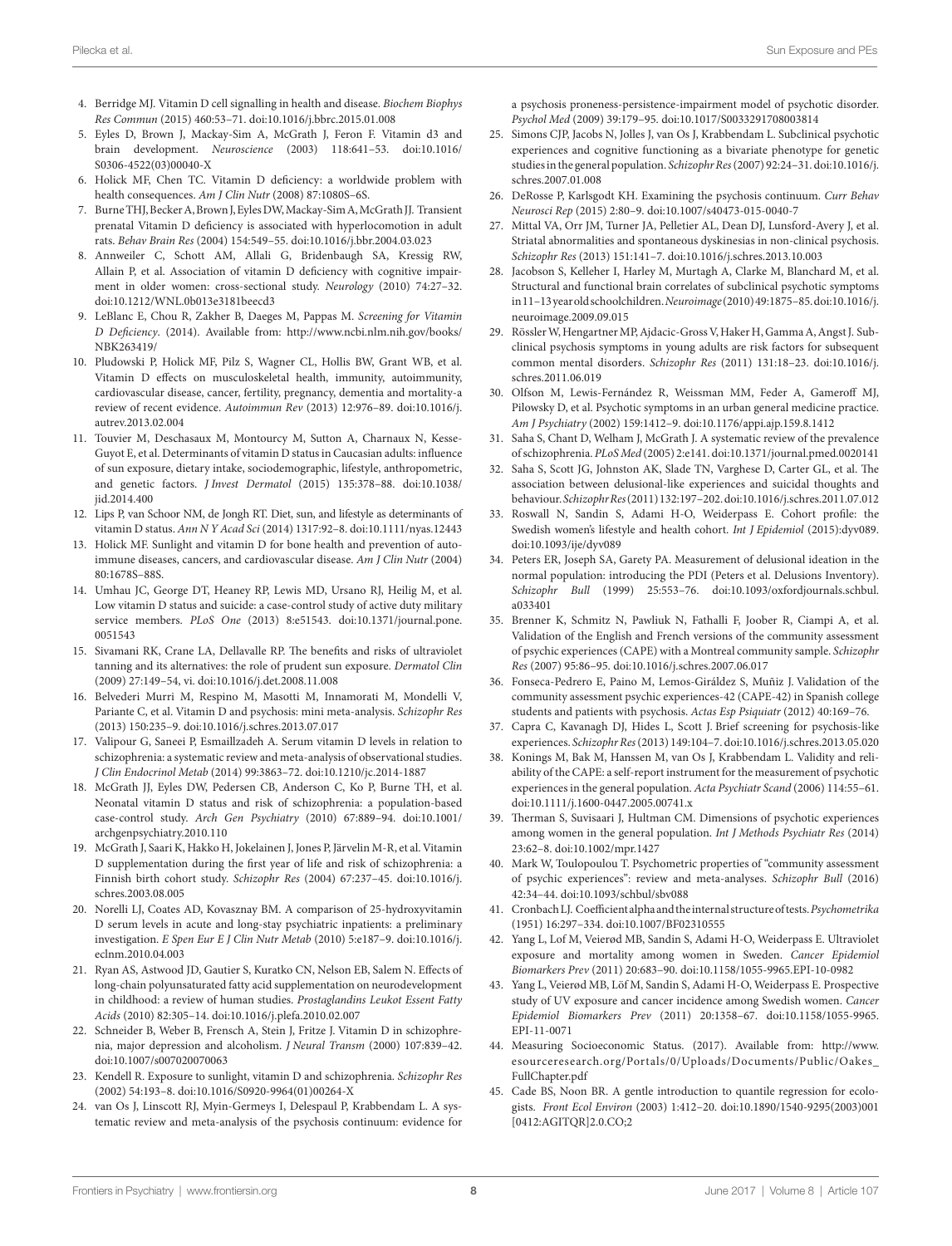4. Berridge MJ. Vitamin D cell signalling in health and disease. *Biochem Biophys Res Commun* (2015) 460:53–71. doi:10.1016/j.bbrc.2015.01.008
5. Eyles D, Brown J, Mackay-Sim A, McGrath J, Feron F. Vitamin d3 and brain development. *Neuroscience* (2003) 118:641–53. doi:10.1016/S0306-4522(03)00040-X
6. Holick MF, Chen TC. Vitamin D deficiency: a worldwide problem with health consequences. *Am J Clin Nutr* (2008) 87:1080S–6S.
7. Burne THJ, Becker A, Brown J, Eyles DW, Mackay-Sim A, McGrath JJ. Transient prenatal Vitamin D deficiency is associated with hyperlocomotion in adult rats. *Behav Brain Res* (2004) 154:549–55. doi:10.1016/j.bbr.2004.03.023
8. Annweiler C, Schott AM, Allali G, Bridenbaugh SA, Kressig RW, Allain P, et al. Association of vitamin D deficiency with cognitive impairment in older women: cross-sectional study. *Neurology* (2010) 74:27–32. doi:10.1212/WNL.0b013e3181beecd3
9. LeBlanc E, Chou R, Zakher B, Daeges M, Pappas M. *Screening for Vitamin D Deficiency*. (2014). Available from: http://www.ncbi.nlm.nih.gov/books/NBK263419/
10. Pludowski P, Holick MF, Pilz S, Wagner CL, Hollis BW, Grant WB, et al. Vitamin D effects on musculoskeletal health, immunity, autoimmunity, cardiovascular disease, cancer, fertility, pregnancy, dementia and mortality-a review of recent evidence. *Autoimmun Rev* (2013) 12:976–89. doi:10.1016/j.autrev.2013.02.004
11. Touvier M, Deschasaux M, Montourcy M, Sutton A, Charnaux N, Kesse-Guyot E, et al. Determinants of vitamin D status in Caucasian adults: influence of sun exposure, dietary intake, sociodemographic, lifestyle, anthropometric, and genetic factors. *J Invest Dermatol* (2015) 135:378–88. doi:10.1038/jid.2014.400
12. Lips P, van Schoor NM, de Jongh RT. Diet, sun, and lifestyle as determinants of vitamin D status. *Ann N Y Acad Sci* (2014) 1317:92–8. doi:10.1111/nyas.12443
13. Holick MF. Sunlight and vitamin D for bone health and prevention of autoimmune diseases, cancers, and cardiovascular disease. *Am J Clin Nutr* (2004) 80:1678S–88S.
14. Umhau JC, George DT, Heaney RP, Lewis MD, Ursano RJ, Heilig M, et al. Low vitamin D status and suicide: a case-control study of active duty military service members. *PLoS One* (2013) 8:e51543. doi:10.1371/journal.pone.0051543
15. Sivamani RK, Crane LA, Dellavalle RP. The benefits and risks of ultraviolet tanning and its alternatives: the role of prudent sun exposure. *Dermatol Clin* (2009) 27:149–54, vi. doi:10.1016/j.det.2008.11.008
16. Belvederi Murri M, Respino M, Masotti M, Innamorati M, Mondelli V, Pariante C, et al. Vitamin D and psychosis: mini meta-analysis. *Schizophr Res* (2013) 150:235–9. doi:10.1016/j.schres.2013.07.017
17. Valipour G, Saneei P, Esmaillzadeh A. Serum vitamin D levels in relation to schizophrenia: a systematic review and meta-analysis of observational studies. *J Clin Endocrinol Metab* (2014) 99:3863–72. doi:10.1210/jc.2014-1887
18. McGrath JJ, Eyles DW, Pedersen CB, Anderson C, Ko P, Burne TH, et al. Neonatal vitamin D status and risk of schizophrenia: a population-based case-control study. *Arch Gen Psychiatry* (2010) 67:889–94. doi:10.1001/archgenpsychiatry.2010.110
19. McGrath J, Saari K, Hakko H, Jokelainen J, Jones P, Järvelin M-R, et al. Vitamin D supplementation during the first year of life and risk of schizophrenia: a Finnish birth cohort study. *Schizophr Res* (2004) 67:237–45. doi:10.1016/j.schres.2003.08.005
20. Norelli LJ, Coates AD, Kovasznay BM. A comparison of 25-hydroxyvitamin D serum levels in acute and long-stay psychiatric inpatients: a preliminary investigation. *E Spen Eur E J Clin Nutr Metab* (2010) 5:e187–9. doi:10.1016/j.eclnm.2010.04.003
21. Ryan AS, Astwood JD, Gautier S, Kuratko CN, Nelson EB, Salem N. Effects of long-chain polyunsaturated fatty acid supplementation on neurodevelopment in childhood: a review of human studies. *Prostaglandins Leukot Essent Fatty Acids* (2010) 82:305–14. doi:10.1016/j.plefa.2010.02.007
22. Schneider B, Weber B, Frensch A, Stein J, Fritze J. Vitamin D in schizophrenia, major depression and alcoholism. *J Neural Transm* (2000) 107:839–42. doi:10.1007/s007020070063
23. Kendell R. Exposure to sunlight, vitamin D and schizophrenia. *Schizophr Res* (2002) 54:193–8. doi:10.1016/S0920-9964(01)00264-X
24. van Os J, Linscott RJ, Myin-Germeys I, Delespaul P, Krabbendam L. A systematic review and meta-analysis of the psychosis continuum: evidence for a psychosis proneness-persistence-impairment model of psychotic disorder. *Psychol Med* (2009) 39:179–95. doi:10.1017/S0033291708003814
25. Simons CJP, Jacobs N, Jolles J, van Os J, Krabbendam L. Subclinical psychotic experiences and cognitive functioning as a bivariate phenotype for genetic studies in the general population. *Schizophr Res* (2007) 92:24–31. doi:10.1016/j.schres.2007.01.008
26. DeRosse P, Karlsgodt KH. Examining the psychosis continuum. *Curr Behav Neurosci Rep* (2015) 2:80–9. doi:10.1007/s40473-015-0040-7
27. Mittal VA, Orr JM, Turner JA, Pelletier AL, Dean DJ, Lunsford-Avery J, et al. Striatal abnormalities and spontaneous dyskinesias in non-clinical psychosis. *Schizophr Res* (2013) 151:141–7. doi:10.1016/j.schres.2013.10.003
28. Jacobson S, Kelleher I, Harley M, Murtagh A, Clarke M, Blanchard M, et al. Structural and functional brain correlates of subclinical psychotic symptoms in 11–13 year old schoolchildren. *Neuroimage* (2010) 49:1875–85. doi:10.1016/j.neuroimage.2009.09.015
29. Rössler W, Hengartner MP, Ajdacic-Gross V, Haker H, Gamma A, Angst J. Subclinical psychosis symptoms in young adults are risk factors for subsequent common mental disorders. *Schizophr Res* (2011) 131:18–23. doi:10.1016/j.schres.2011.06.019
30. Olfson M, Lewis-Fernández R, Weissman MM, Feder A, Gameroff MJ, Pilowsky D, et al. Psychotic symptoms in an urban general medicine practice. *Am J Psychiatry* (2002) 159:1412–9. doi:10.1176/appi.ajp.159.8.1412
31. Saha S, Chant D, Welham J, McGrath J. A systematic review of the prevalence of schizophrenia. *PLoS Med* (2005) 2:e141. doi:10.1371/journal.pmed.0020141
32. Saha S, Scott JG, Johnston AK, Slade TN, Varghese D, Carter GL, et al. The association between delusional-like experiences and suicidal thoughts and behaviour. *Schizophr Res* (2011) 132:197–202. doi:10.1016/j.schres.2011.07.012
33. Roswall N, Sandin S, Adami H-O, Weiderpass E. Cohort profile: the Swedish women's lifestyle and health cohort. *Int J Epidemiol* (2015):dyv089. doi:10.1093/ije/dyv089
34. Peters ER, Joseph SA, Garety PA. Measurement of delusional ideation in the normal population: introducing the PDI (Peters et al. Delusions Inventory). *Schizophr Bull* (1999) 25:553–76. doi:10.1093/oxfordjournals.schbul.a033401
35. Brenner K, Schmitz N, Pawliuk N, Fathalli F, Joober R, Ciampi A, et al. Validation of the English and French versions of the community assessment of psychic experiences (CAPE) with a Montreal community sample. *Schizophr Res* (2007) 95:86–95. doi:10.1016/j.schres.2007.06.017
36. Fonseca-Pedrero E, Paino M, Lemos-Giráldez S, Muñiz J. Validation of the community assessment psychic experiences-42 (CAPE-42) in Spanish college students and patients with psychosis. *Actas Esp Psiquiatr* (2012) 40:169–76.
37. Capra C, Kavanagh DJ, Hides L, Scott J. Brief screening for psychosis-like experiences. *Schizophr Res* (2013) 149:104–7. doi:10.1016/j.schres.2013.05.020
38. Konings M, Bak M, Hanssen M, van Os J, Krabbendam L. Validity and reliability of the CAPE: a self-report instrument for the measurement of psychotic experiences in the general population. *Acta Psychiatr Scand* (2006) 114:55–61. doi:10.1111/j.1600-0447.2005.00741.x
39. Therman S, Suvisaari J, Hultman CM. Dimensions of psychotic experiences among women in the general population. *Int J Methods Psychiatr Res* (2014) 23:62–8. doi:10.1002/mpr.1427
40. Mark W, Toulopoulou T. Psychometric properties of "community assessment of psychic experiences": review and meta-analyses. *Schizophr Bull* (2016) 42:34–44. doi:10.1093/schbul/sbv088
41. Cronbach LJ. Coefficient alpha and the internal structure of tests. *Psychometrika* (1951) 16:297–334. doi:10.1007/BF02310555
42. Yang L, Lof M, Veierød MB, Sandin S, Adami H-O, Weiderpass E. Ultraviolet exposure and mortality among women in Sweden. *Cancer Epidemiol Biomarkers Prev* (2011) 20:683–90. doi:10.1158/1055-9965.EPI-10-0982
43. Yang L, Veierød MB, Löf M, Sandin S, Adami H-O, Weiderpass E. Prospective study of UV exposure and cancer incidence among Swedish women. *Cancer Epidemiol Biomarkers Prev* (2011) 20:1358–67. doi:10.1158/1055-9965.EPI-11-0071
44. Measuring Socioeconomic Status. (2017). Available from: http://www.esourceresearch.org/Portals/0/Uploads/Documents/Public/Oakes_FullChapter.pdf
45. Cade BS, Noon BR. A gentle introduction to quantile regression for ecologists. *Front Ecol Environ* (2003) 1:412–20. doi:10.1890/1540-9295(2003)001[0412:AGITQR]2.0.CO;2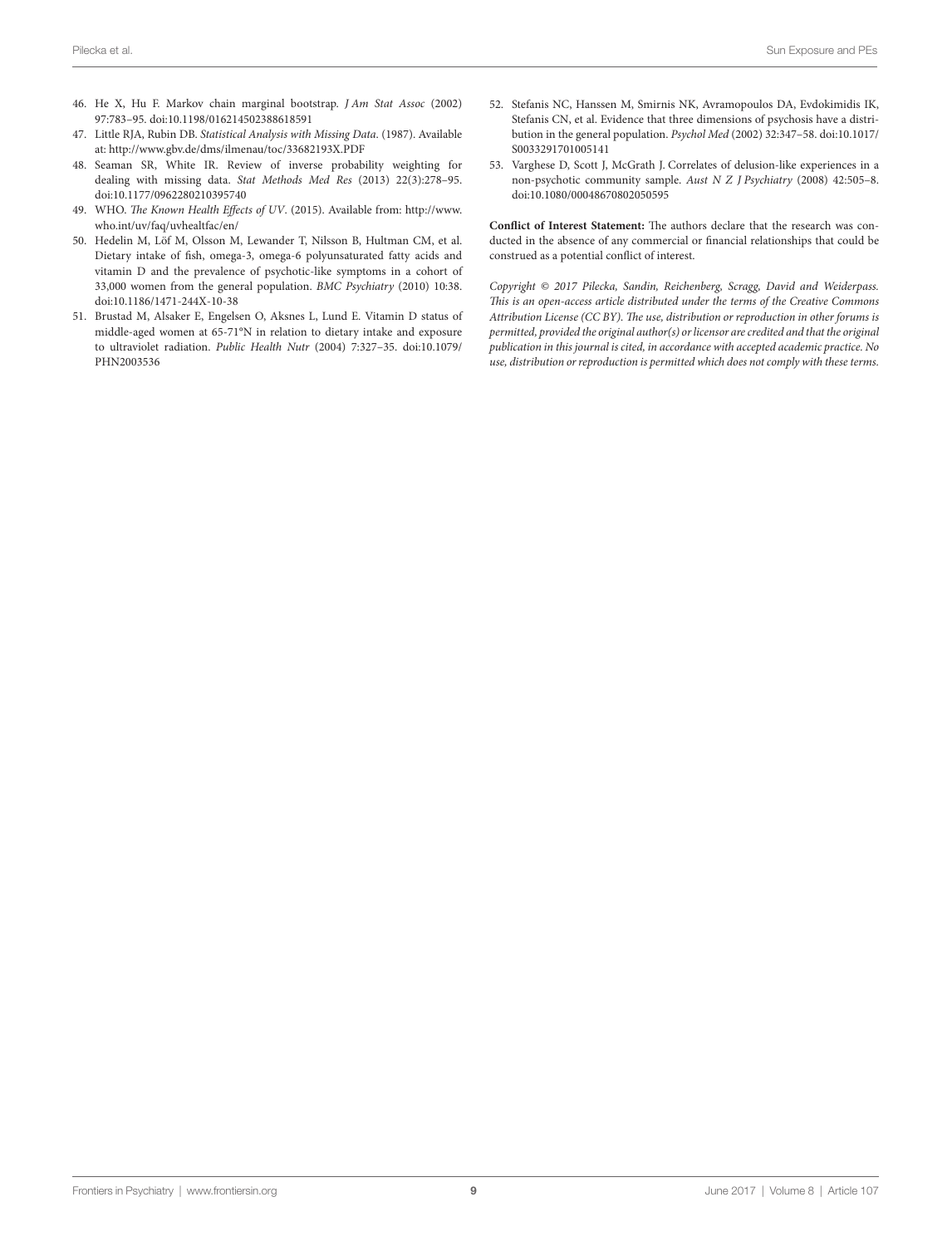46. He X, Hu F. Markov chain marginal bootstrap. *J Am Stat Assoc* (2002) 97:783–95. doi:10.1198/016214502388618591
47. Little RJA, Rubin DB. *Statistical Analysis with Missing Data*. (1987). Available at: http://www.gbv.de/dms/ilmenau/toc/33682193X.PDF
48. Seaman SR, White IR. Review of inverse probability weighting for dealing with missing data. *Stat Methods Med Res* (2013) 22(3):278–95. doi:10.1177/0962280210395740
49. WHO. *The Known Health Effects of UV*. (2015). Available from: http://www.who.int/uv/faq/uvhealtfac/en/
50. Hedelin M, Löf M, Olsson M, Lewander T, Nilsson B, Hultman CM, et al. Dietary intake of fish, omega-3, omega-6 polyunsaturated fatty acids and vitamin D and the prevalence of psychotic-like symptoms in a cohort of 33,000 women from the general population. *BMC Psychiatry* (2010) 10:38. doi:10.1186/1471-244X-10-38
51. Brustad M, Alsaker E, Engelsen O, Aksnes L, Lund E. Vitamin D status of middle-aged women at 65-71°N in relation to dietary intake and exposure to ultraviolet radiation. *Public Health Nutr* (2004) 7:327–35. doi:10.1079/PHN2003536
52. Stefanis NC, Hanssen M, Smirnis NK, Avramopoulos DA, Evdokimidis IK, Stefanis CN, et al. Evidence that three dimensions of psychosis have a distribution in the general population. *Psychol Med* (2002) 32:347–58. doi:10.1017/S0033291701005141
53. Varghese D, Scott J, McGrath J. Correlates of delusion-like experiences in a non-psychotic community sample. *Aust N Z J Psychiatry* (2008) 42:505–8. doi:10.1080/00048670802050595

**Conflict of Interest Statement:** The authors declare that the research was conducted in the absence of any commercial or financial relationships that could be construed as a potential conflict of interest.

*Copyright © 2017 Pilecka, Sandin, Reichenberg, Scragg, David and Weiderpass. This is an open-access article distributed under the terms of the Creative Commons Attribution License (CC BY). The use, distribution or reproduction in other forums is permitted, provided the original author(s) or licensor are credited and that the original publication in this journal is cited, in accordance with accepted academic practice. No use, distribution or reproduction is permitted which does not comply with these terms.*